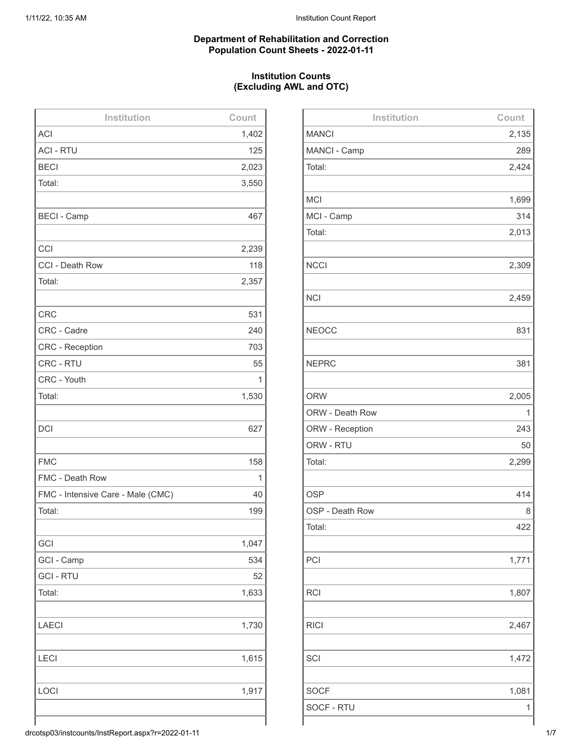**Department of Rehabilitation and Correction**
**Population Count Sheets - 2022-01-11**

**Institution Counts**
**(Excluding AWL and OTC)**

| Institution | Count |
|---|---|
| ACI | 1,402 |
| ACI - RTU | 125 |
| BECI | 2,023 |
| Total: | 3,550 |
| | |
| BECI - Camp | 467 |
| | |
| CCI | 2,239 |
| CCI - Death Row | 118 |
| Total: | 2,357 |
| | |
| CRC | 531 |
| CRC - Cadre | 240 |
| CRC - Reception | 703 |
| CRC - RTU | 55 |
| CRC - Youth | 1 |
| Total: | 1,530 |
| | |
| DCI | 627 |
| | |
| FMC | 158 |
| FMC - Death Row | 1 |
| FMC - Intensive Care - Male (CMC) | 40 |
| Total: | 199 |
| | |
| GCI | 1,047 |
| GCI - Camp | 534 |
| GCI - RTU | 52 |
| Total: | 1,633 |
| | |
| LAECI | 1,730 |
| | |
| LECI | 1,615 |
| | |
| LOCI | 1,917 |
| | |

| Institution | Count |
|---|---|
| MANCI | 2,135 |
| MANCI - Camp | 289 |
| Total: | 2,424 |
| | |
| MCI | 1,699 |
| MCI - Camp | 314 |
| Total: | 2,013 |
| | |
| NCCI | 2,309 |
| | |
| NCI | 2,459 |
| | |
| NEOCC | 831 |
| | |
| NEPRC | 381 |
| | |
| ORW | 2,005 |
| ORW - Death Row | 1 |
| ORW - Reception | 243 |
| ORW - RTU | 50 |
| Total: | 2,299 |
| | |
| OSP | 414 |
| OSP - Death Row | 8 |
| Total: | 422 |
| | |
| PCI | 1,771 |
| | |
| RCI | 1,807 |
| | |
| RICI | 2,467 |
| | |
| SCI | 1,472 |
| | |
| SOCF | 1,081 |
| SOCF - RTU | 1 |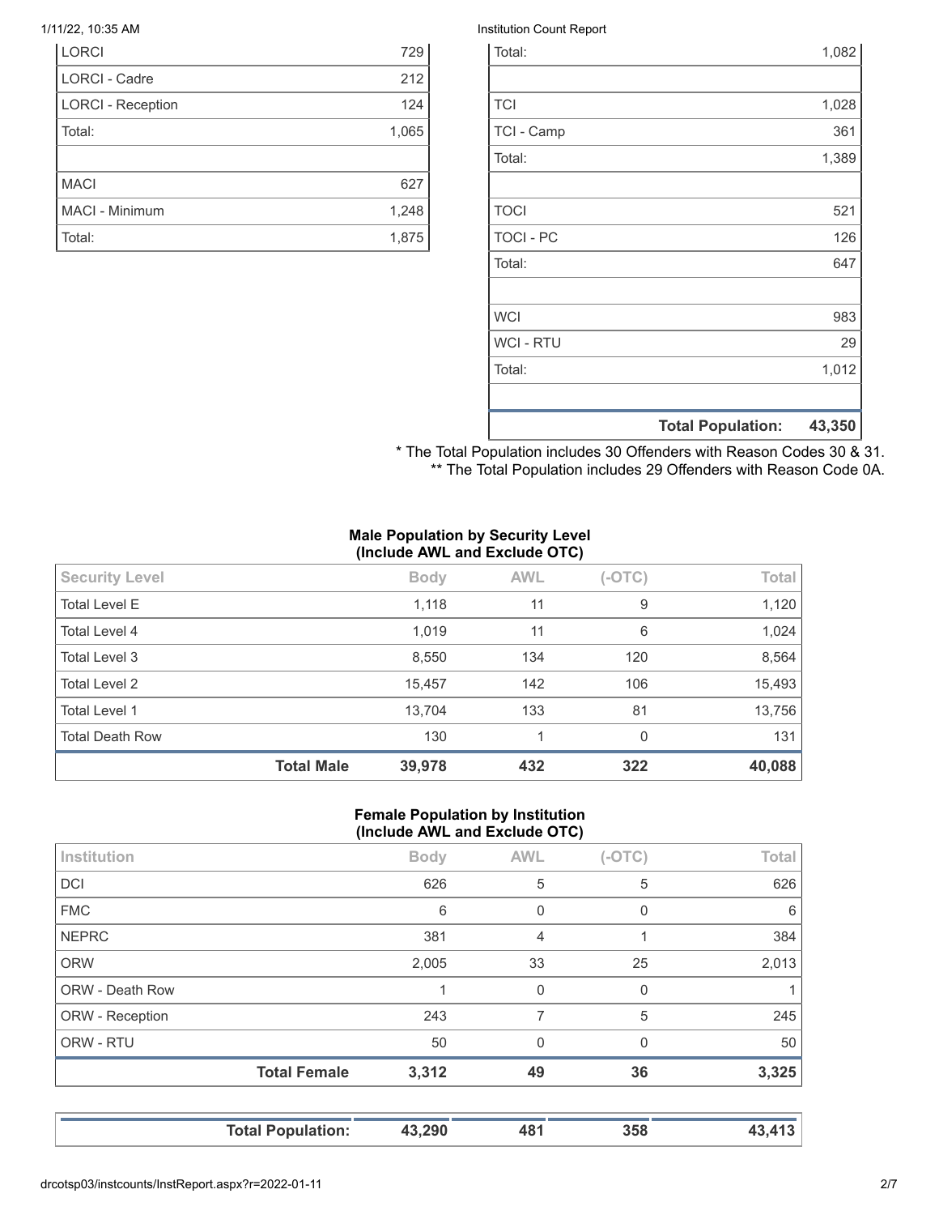| | |
|---|---|
| LORCI | 729 |
| LORCI - Cadre | 212 |
| LORCI - Reception | 124 |
| Total: | 1,065 |
| | |
| MACI | 627 |
| MACI - Minimum | 1,248 |
| Total: | 1,875 |

| | |
|---|---|
| Total: | 1,082 |
| | |
| TCI | 1,028 |
| TCI - Camp | 361 |
| Total: | 1,389 |
| | |
| TOCI | 521 |
| TOCI - PC | 126 |
| Total: | 647 |
| | |
| WCI | 983 |
| WCI - RTU | 29 |
| Total: | 1,012 |
| | |
| **Total Population:** | **43,350** |

* The Total Population includes 30 Offenders with Reason Codes 30 & 31.
** The Total Population includes 29 Offenders with Reason Code 0A.

**Male Population by Security Level**
**(Include AWL and Exclude OTC)**

| Security Level | Body | AWL | (-OTC) | Total |
|---|---|---|---|---|
| Total Level E | 1,118 | 11 | 9 | 1,120 |
| Total Level 4 | 1,019 | 11 | 6 | 1,024 |
| Total Level 3 | 8,550 | 134 | 120 | 8,564 |
| Total Level 2 | 15,457 | 142 | 106 | 15,493 |
| Total Level 1 | 13,704 | 133 | 81 | 13,756 |
| Total Death Row | 130 | 1 | 0 | 131 |
| **Total Male** | **39,978** | **432** | **322** | **40,088** |

**Female Population by Institution**
**(Include AWL and Exclude OTC)**

| Institution | Body | AWL | (-OTC) | Total |
|---|---|---|---|---|
| DCI | 626 | 5 | 5 | 626 |
| FMC | 6 | 0 | 0 | 6 |
| NEPRC | 381 | 4 | 1 | 384 |
| ORW | 2,005 | 33 | 25 | 2,013 |
| ORW - Death Row | 1 | 0 | 0 | 1 |
| ORW - Reception | 243 | 7 | 5 | 245 |
| ORW - RTU | 50 | 0 | 0 | 50 |
| **Total Female** | **3,312** | **49** | **36** | **3,325** |

| | | | | |
|---|---|---|---|---|
| **Total Population:** | **43,290** | **481** | **358** | **43,413** |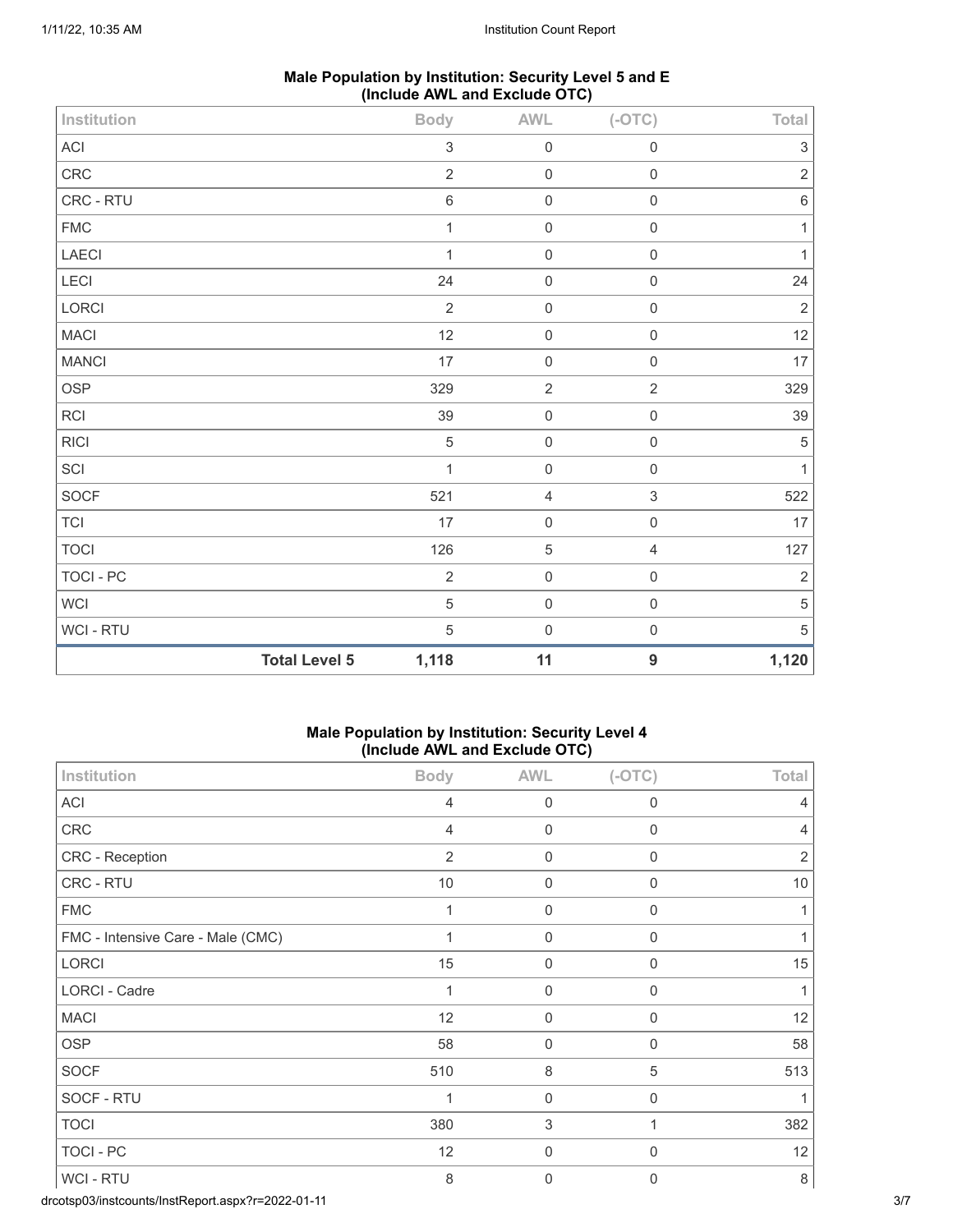### Male Population by Institution: Security Level 5 and E (Include AWL and Exclude OTC)

| Institution | Body | AWL | (-OTC) | Total |
|---|---|---|---|---|
| ACI | 3 | 0 | 0 | 3 |
| CRC | 2 | 0 | 0 | 2 |
| CRC - RTU | 6 | 0 | 0 | 6 |
| FMC | 1 | 0 | 0 | 1 |
| LAECI | 1 | 0 | 0 | 1 |
| LECI | 24 | 0 | 0 | 24 |
| LORCI | 2 | 0 | 0 | 2 |
| MACI | 12 | 0 | 0 | 12 |
| MANCI | 17 | 0 | 0 | 17 |
| OSP | 329 | 2 | 2 | 329 |
| RCI | 39 | 0 | 0 | 39 |
| RICI | 5 | 0 | 0 | 5 |
| SCI | 1 | 0 | 0 | 1 |
| SOCF | 521 | 4 | 3 | 522 |
| TCI | 17 | 0 | 0 | 17 |
| TOCI | 126 | 5 | 4 | 127 |
| TOCI - PC | 2 | 0 | 0 | 2 |
| WCI | 5 | 0 | 0 | 5 |
| WCI - RTU | 5 | 0 | 0 | 5 |
| **Total Level 5** | **1,118** | **11** | **9** | **1,120** |

### Male Population by Institution: Security Level 4 (Include AWL and Exclude OTC)

| Institution | Body | AWL | (-OTC) | Total |
|---|---|---|---|---|
| ACI | 4 | 0 | 0 | 4 |
| CRC | 4 | 0 | 0 | 4 |
| CRC - Reception | 2 | 0 | 0 | 2 |
| CRC - RTU | 10 | 0 | 0 | 10 |
| FMC | 1 | 0 | 0 | 1 |
| FMC - Intensive Care - Male (CMC) | 1 | 0 | 0 | 1 |
| LORCI | 15 | 0 | 0 | 15 |
| LORCI - Cadre | 1 | 0 | 0 | 1 |
| MACI | 12 | 0 | 0 | 12 |
| OSP | 58 | 0 | 0 | 58 |
| SOCF | 510 | 8 | 5 | 513 |
| SOCF - RTU | 1 | 0 | 0 | 1 |
| TOCI | 380 | 3 | 1 | 382 |
| TOCI - PC | 12 | 0 | 0 | 12 |
| WCI - RTU | 8 | 0 | 0 | 8 |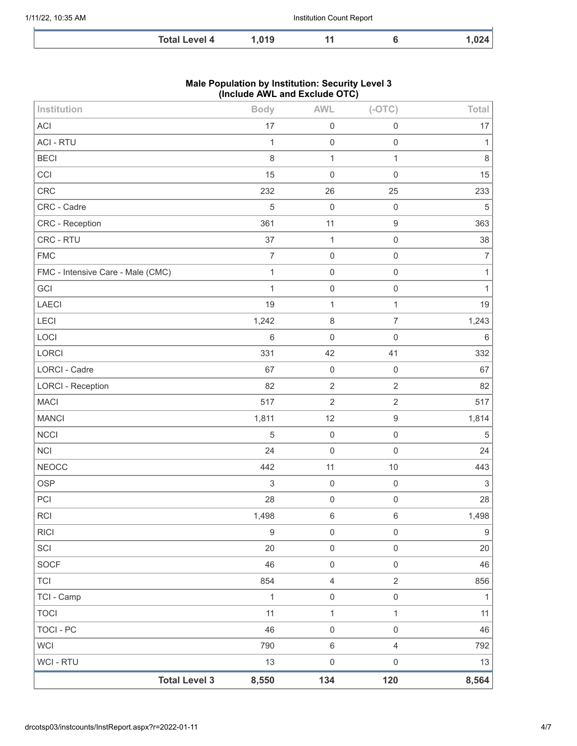| | Total Level 4 | 1,019 | 11 | 6 | 1,024 |
|---|---|---|---|---|---|

**Male Population by Institution: Security Level 3**
**(Include AWL and Exclude OTC)**

| Institution | Body | AWL | (-OTC) | Total |
|---|---|---|---|---|
| ACI | 17 | 0 | 0 | 17 |
| ACI - RTU | 1 | 0 | 0 | 1 |
| BECI | 8 | 1 | 1 | 8 |
| CCI | 15 | 0 | 0 | 15 |
| CRC | 232 | 26 | 25 | 233 |
| CRC - Cadre | 5 | 0 | 0 | 5 |
| CRC - Reception | 361 | 11 | 9 | 363 |
| CRC - RTU | 37 | 1 | 0 | 38 |
| FMC | 7 | 0 | 0 | 7 |
| FMC - Intensive Care - Male (CMC) | 1 | 0 | 0 | 1 |
| GCI | 1 | 0 | 0 | 1 |
| LAECI | 19 | 1 | 1 | 19 |
| LECI | 1,242 | 8 | 7 | 1,243 |
| LOCI | 6 | 0 | 0 | 6 |
| LORCI | 331 | 42 | 41 | 332 |
| LORCI - Cadre | 67 | 0 | 0 | 67 |
| LORCI - Reception | 82 | 2 | 2 | 82 |
| MACI | 517 | 2 | 2 | 517 |
| MANCI | 1,811 | 12 | 9 | 1,814 |
| NCCI | 5 | 0 | 0 | 5 |
| NCI | 24 | 0 | 0 | 24 |
| NEOCC | 442 | 11 | 10 | 443 |
| OSP | 3 | 0 | 0 | 3 |
| PCI | 28 | 0 | 0 | 28 |
| RCI | 1,498 | 6 | 6 | 1,498 |
| RICI | 9 | 0 | 0 | 9 |
| SCI | 20 | 0 | 0 | 20 |
| SOCF | 46 | 0 | 0 | 46 |
| TCI | 854 | 4 | 2 | 856 |
| TCI - Camp | 1 | 0 | 0 | 1 |
| TOCI | 11 | 1 | 1 | 11 |
| TOCI - PC | 46 | 0 | 0 | 46 |
| WCI | 790 | 6 | 4 | 792 |
| WCI - RTU | 13 | 0 | 0 | 13 |
| **Total Level 3** | **8,550** | **134** | **120** | **8,564** |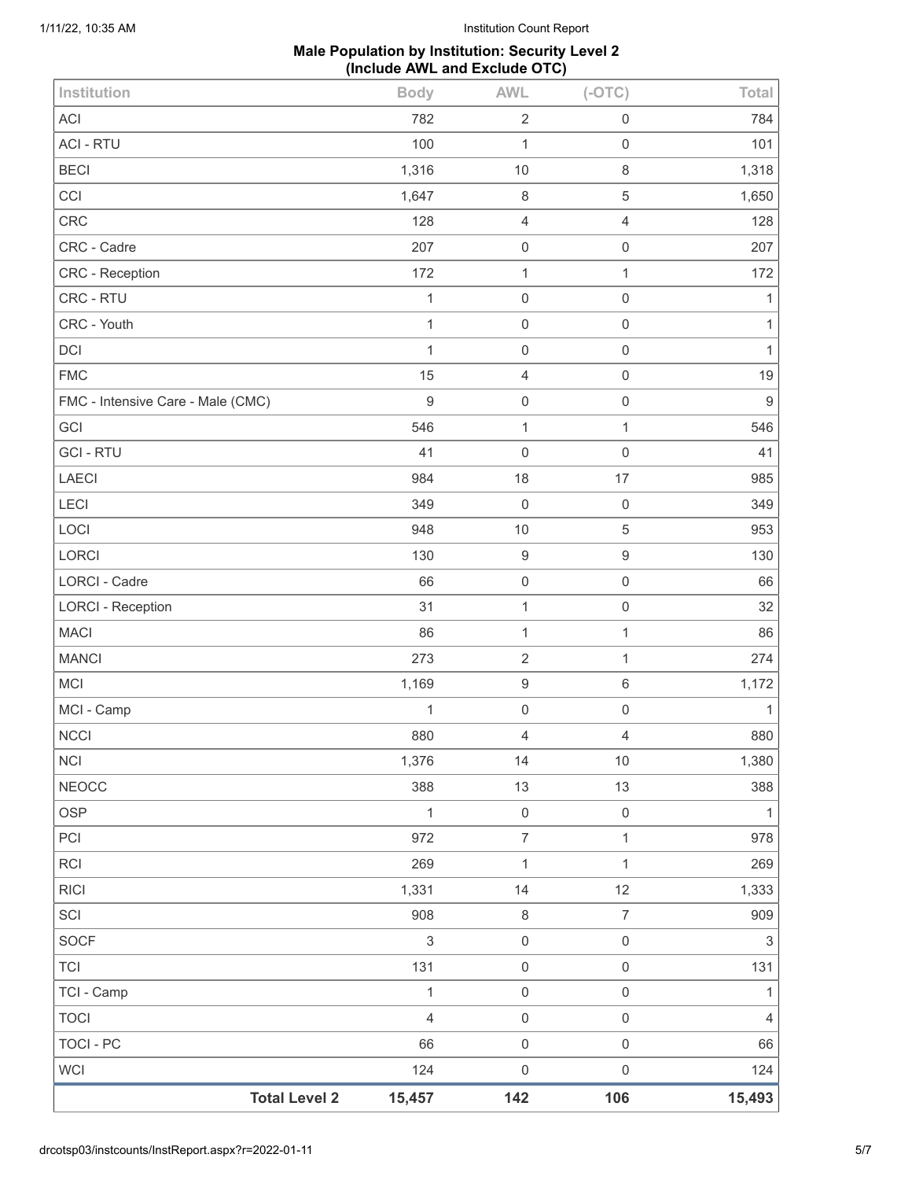**Male Population by Institution: Security Level 2**
**(Include AWL and Exclude OTC)**

| Institution | Body | AWL | (-OTC) | Total |
|---|---|---|---|---|
| ACI | 782 | 2 | 0 | 784 |
| ACI - RTU | 100 | 1 | 0 | 101 |
| BECI | 1,316 | 10 | 8 | 1,318 |
| CCI | 1,647 | 8 | 5 | 1,650 |
| CRC | 128 | 4 | 4 | 128 |
| CRC - Cadre | 207 | 0 | 0 | 207 |
| CRC - Reception | 172 | 1 | 1 | 172 |
| CRC - RTU | 1 | 0 | 0 | 1 |
| CRC - Youth | 1 | 0 | 0 | 1 |
| DCI | 1 | 0 | 0 | 1 |
| FMC | 15 | 4 | 0 | 19 |
| FMC - Intensive Care - Male (CMC) | 9 | 0 | 0 | 9 |
| GCI | 546 | 1 | 1 | 546 |
| GCI - RTU | 41 | 0 | 0 | 41 |
| LAECI | 984 | 18 | 17 | 985 |
| LECI | 349 | 0 | 0 | 349 |
| LOCI | 948 | 10 | 5 | 953 |
| LORCI | 130 | 9 | 9 | 130 |
| LORCI - Cadre | 66 | 0 | 0 | 66 |
| LORCI - Reception | 31 | 1 | 0 | 32 |
| MACI | 86 | 1 | 1 | 86 |
| MANCI | 273 | 2 | 1 | 274 |
| MCI | 1,169 | 9 | 6 | 1,172 |
| MCI - Camp | 1 | 0 | 0 | 1 |
| NCCI | 880 | 4 | 4 | 880 |
| NCI | 1,376 | 14 | 10 | 1,380 |
| NEOCC | 388 | 13 | 13 | 388 |
| OSP | 1 | 0 | 0 | 1 |
| PCI | 972 | 7 | 1 | 978 |
| RCI | 269 | 1 | 1 | 269 |
| RICI | 1,331 | 14 | 12 | 1,333 |
| SCI | 908 | 8 | 7 | 909 |
| SOCF | 3 | 0 | 0 | 3 |
| TCI | 131 | 0 | 0 | 131 |
| TCI - Camp | 1 | 0 | 0 | 1 |
| TOCI | 4 | 0 | 0 | 4 |
| TOCI - PC | 66 | 0 | 0 | 66 |
| WCI | 124 | 0 | 0 | 124 |
| **Total Level 2** | **15,457** | **142** | **106** | **15,493** |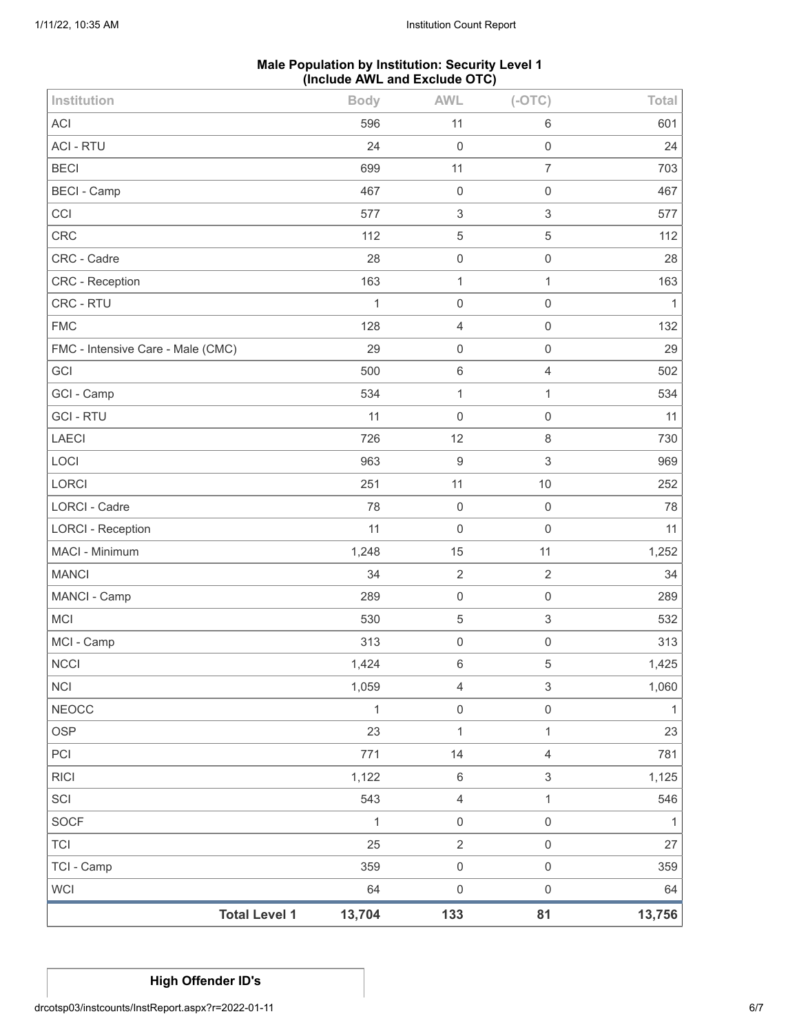**Male Population by Institution: Security Level 1 (Include AWL and Exclude OTC)**

| Institution | Body | AWL | (-OTC) | Total |
|---|---|---|---|---|
| ACI | 596 | 11 | 6 | 601 |
| ACI - RTU | 24 | 0 | 0 | 24 |
| BECI | 699 | 11 | 7 | 703 |
| BECI - Camp | 467 | 0 | 0 | 467 |
| CCI | 577 | 3 | 3 | 577 |
| CRC | 112 | 5 | 5 | 112 |
| CRC - Cadre | 28 | 0 | 0 | 28 |
| CRC - Reception | 163 | 1 | 1 | 163 |
| CRC - RTU | 1 | 0 | 0 | 1 |
| FMC | 128 | 4 | 0 | 132 |
| FMC - Intensive Care - Male (CMC) | 29 | 0 | 0 | 29 |
| GCI | 500 | 6 | 4 | 502 |
| GCI - Camp | 534 | 1 | 1 | 534 |
| GCI - RTU | 11 | 0 | 0 | 11 |
| LAECI | 726 | 12 | 8 | 730 |
| LOCI | 963 | 9 | 3 | 969 |
| LORCI | 251 | 11 | 10 | 252 |
| LORCI - Cadre | 78 | 0 | 0 | 78 |
| LORCI - Reception | 11 | 0 | 0 | 11 |
| MACI - Minimum | 1,248 | 15 | 11 | 1,252 |
| MANCI | 34 | 2 | 2 | 34 |
| MANCI - Camp | 289 | 0 | 0 | 289 |
| MCI | 530 | 5 | 3 | 532 |
| MCI - Camp | 313 | 0 | 0 | 313 |
| NCCI | 1,424 | 6 | 5 | 1,425 |
| NCI | 1,059 | 4 | 3 | 1,060 |
| NEOCC | 1 | 0 | 0 | 1 |
| OSP | 23 | 1 | 1 | 23 |
| PCI | 771 | 14 | 4 | 781 |
| RICI | 1,122 | 6 | 3 | 1,125 |
| SCI | 543 | 4 | 1 | 546 |
| SOCF | 1 | 0 | 0 | 1 |
| TCI | 25 | 2 | 0 | 27 |
| TCI - Camp | 359 | 0 | 0 | 359 |
| WCI | 64 | 0 | 0 | 64 |
| **Total Level 1** | **13,704** | **133** | **81** | **13,756** |

**High Offender ID's**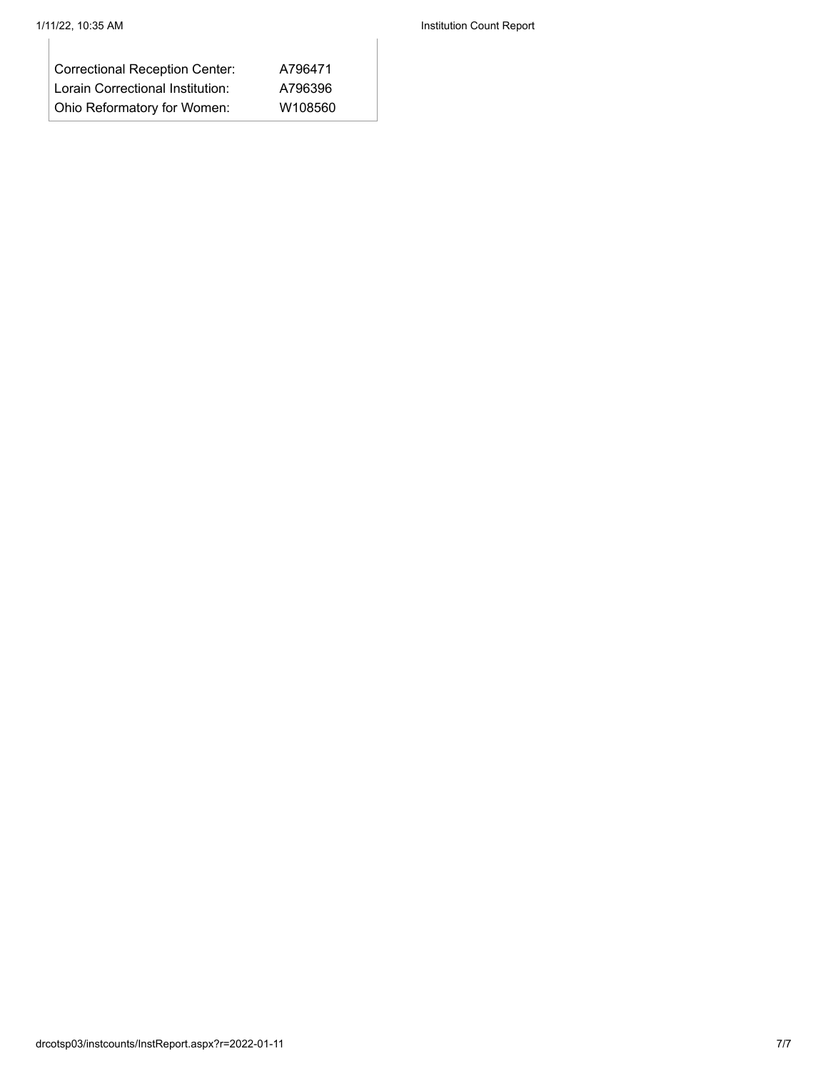| | |
|---|---|
| Correctional Reception Center: | A796471 |
| Lorain Correctional Institution: | A796396 |
| Ohio Reformatory for Women: | W108560 |